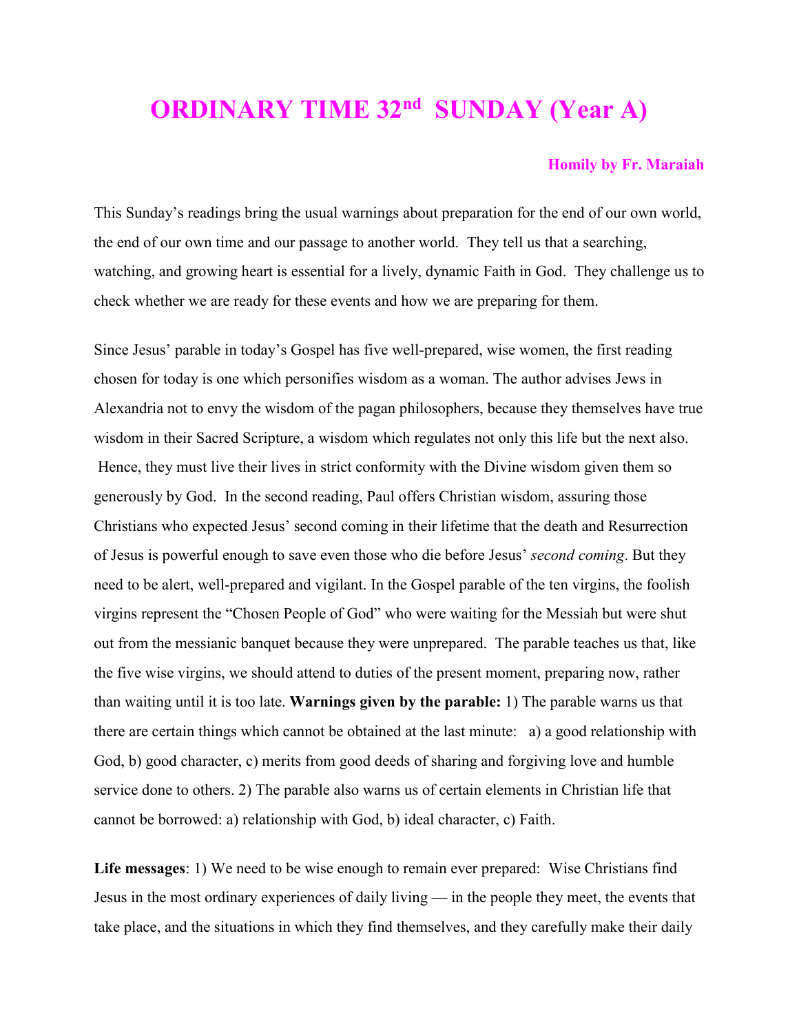# ORDINARY TIME 32nd SUNDAY (Year A)

**Homily by Fr. Maraiah**

This Sunday's readings bring the usual warnings about preparation for the end of our own world, the end of our own time and our passage to another world. They tell us that a searching, watching, and growing heart is essential for a lively, dynamic Faith in God. They challenge us to check whether we are ready for these events and how we are preparing for them.

Since Jesus' parable in today's Gospel has five well-prepared, wise women, the first reading chosen for today is one which personifies wisdom as a woman. The author advises Jews in Alexandria not to envy the wisdom of the pagan philosophers, because they themselves have true wisdom in their Sacred Scripture, a wisdom which regulates not only this life but the next also. Hence, they must live their lives in strict conformity with the Divine wisdom given them so generously by God. In the second reading, Paul offers Christian wisdom, assuring those Christians who expected Jesus' second coming in their lifetime that the death and Resurrection of Jesus is powerful enough to save even those who die before Jesus' *second coming*. But they need to be alert, well-prepared and vigilant. In the Gospel parable of the ten virgins, the foolish virgins represent the "Chosen People of God" who were waiting for the Messiah but were shut out from the messianic banquet because they were unprepared. The parable teaches us that, like the five wise virgins, we should attend to duties of the present moment, preparing now, rather than waiting until it is too late. **Warnings given by the parable:** 1) The parable warns us that there are certain things which cannot be obtained at the last minute: a) a good relationship with God, b) good character, c) merits from good deeds of sharing and forgiving love and humble service done to others. 2) The parable also warns us of certain elements in Christian life that cannot be borrowed: a) relationship with God, b) ideal character, c) Faith.

**Life messages**: 1) We need to be wise enough to remain ever prepared: Wise Christians find Jesus in the most ordinary experiences of daily living — in the people they meet, the events that take place, and the situations in which they find themselves, and they carefully make their daily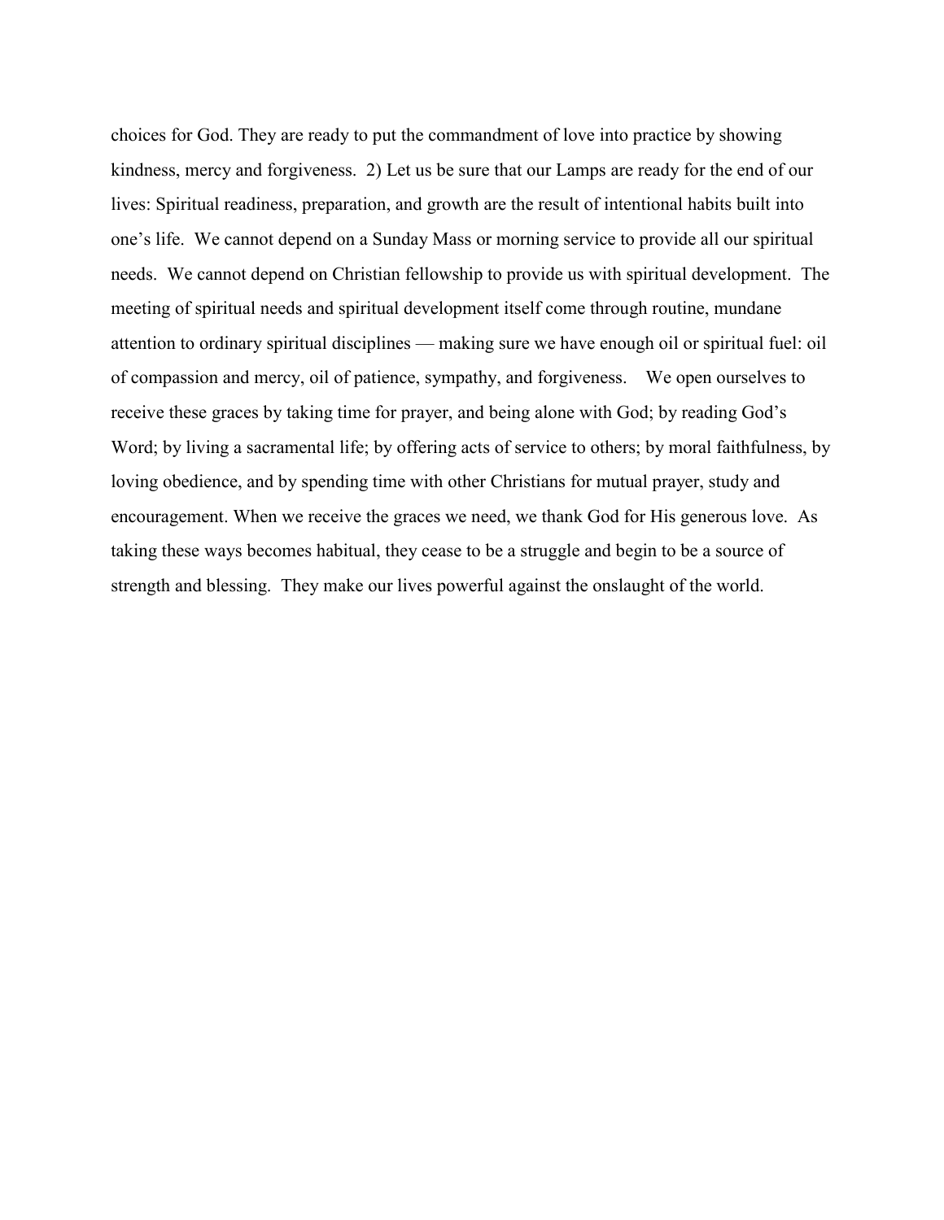choices for God. They are ready to put the commandment of love into practice by showing kindness, mercy and forgiveness. 2) Let us be sure that our Lamps are ready for the end of our lives: Spiritual readiness, preparation, and growth are the result of intentional habits built into one's life. We cannot depend on a Sunday Mass or morning service to provide all our spiritual needs. We cannot depend on Christian fellowship to provide us with spiritual development. The meeting of spiritual needs and spiritual development itself come through routine, mundane attention to ordinary spiritual disciplines — making sure we have enough oil or spiritual fuel: oil of compassion and mercy, oil of patience, sympathy, and forgiveness. We open ourselves to receive these graces by taking time for prayer, and being alone with God; by reading God's Word; by living a sacramental life; by offering acts of service to others; by moral faithfulness, by loving obedience, and by spending time with other Christians for mutual prayer, study and encouragement. When we receive the graces we need, we thank God for His generous love. As taking these ways becomes habitual, they cease to be a struggle and begin to be a source of strength and blessing. They make our lives powerful against the onslaught of the world.